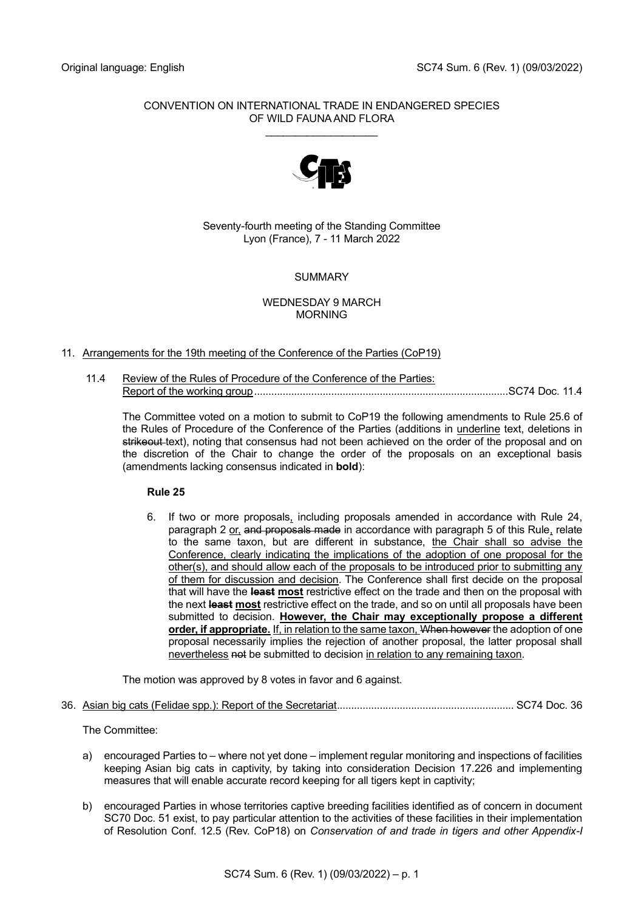CONVENTION ON INTERNATIONAL TRADE IN ENDANGERED SPECIES
OF WILD FAUNA AND FLORA

\_\_\_\_\_\_\_\_\_\_\_\_\_\_\_\_\_\_\_\_

Seventy-fourth meeting of the Standing Committee
Lyon (France), 7 - 11 March 2022

SUMMARY

WEDNESDAY 9 MARCH
MORNING

11. <u>Arrangements for the 19th meeting of the Conference of the Parties (CoP19)</u>

    11.4 <u>Review of the Rules of Procedure of the Conference of the Parties: Report of the working group</u> ........................................................................................ SC74 Doc. 11.4

    The Committee voted on a motion to submit to CoP19 the following amendments to Rule 25.6 of the Rules of Procedure of the Conference of the Parties (additions in <u>underline</u> text, deletions in ~~strikeout~~ text), noting that consensus had not been achieved on the order of the proposal and on the discretion of the Chair to change the order of the proposals on an exceptional basis (amendments lacking consensus indicated in **bold**):

    **Rule 25**

    6. If two or more proposals<u>,</u> including proposals amended in accordance with Rule 24, paragraph 2 <u>or,</u> ~~and proposals made~~ in accordance with paragraph 5 of this Rule<u>,</u> relate to the same taxon, but are different in substance, <u>the Chair shall so advise the Conference, clearly indicating the implications of the adoption of one proposal for the other(s), and should allow each of the proposals to be introduced prior to submitting any of them for discussion and decision</u>. The Conference shall first decide on the proposal that will have the **~~least~~ <u>most</u>** restrictive effect on the trade and then on the proposal with the next **~~least~~ <u>most</u>** restrictive effect on the trade, and so on until all proposals have been submitted to decision. **<u>However, the Chair may exceptionally propose a different order, if appropriate.</u>** <u>If, in relation to the same taxon,</u> ~~When however~~ the adoption of one proposal necessarily implies the rejection of another proposal, the latter proposal shall <u>nevertheless</u> ~~not~~ be submitted to decision <u>in relation to any remaining taxon</u>.

    The motion was approved by 8 votes in favor and 6 against.

36. <u>Asian big cats (Felidae spp.): Report of the Secretariat</u> ............................................................ SC74 Doc. 36

    The Committee:

    a) encouraged Parties to – where not yet done – implement regular monitoring and inspections of facilities keeping Asian big cats in captivity, by taking into consideration Decision 17.226 and implementing measures that will enable accurate record keeping for all tigers kept in captivity;

    b) encouraged Parties in whose territories captive breeding facilities identified as of concern in document SC70 Doc. 51 exist, to pay particular attention to the activities of these facilities in their implementation of Resolution Conf. 12.5 (Rev. CoP18) on *Conservation of and trade in tigers and other Appendix-I*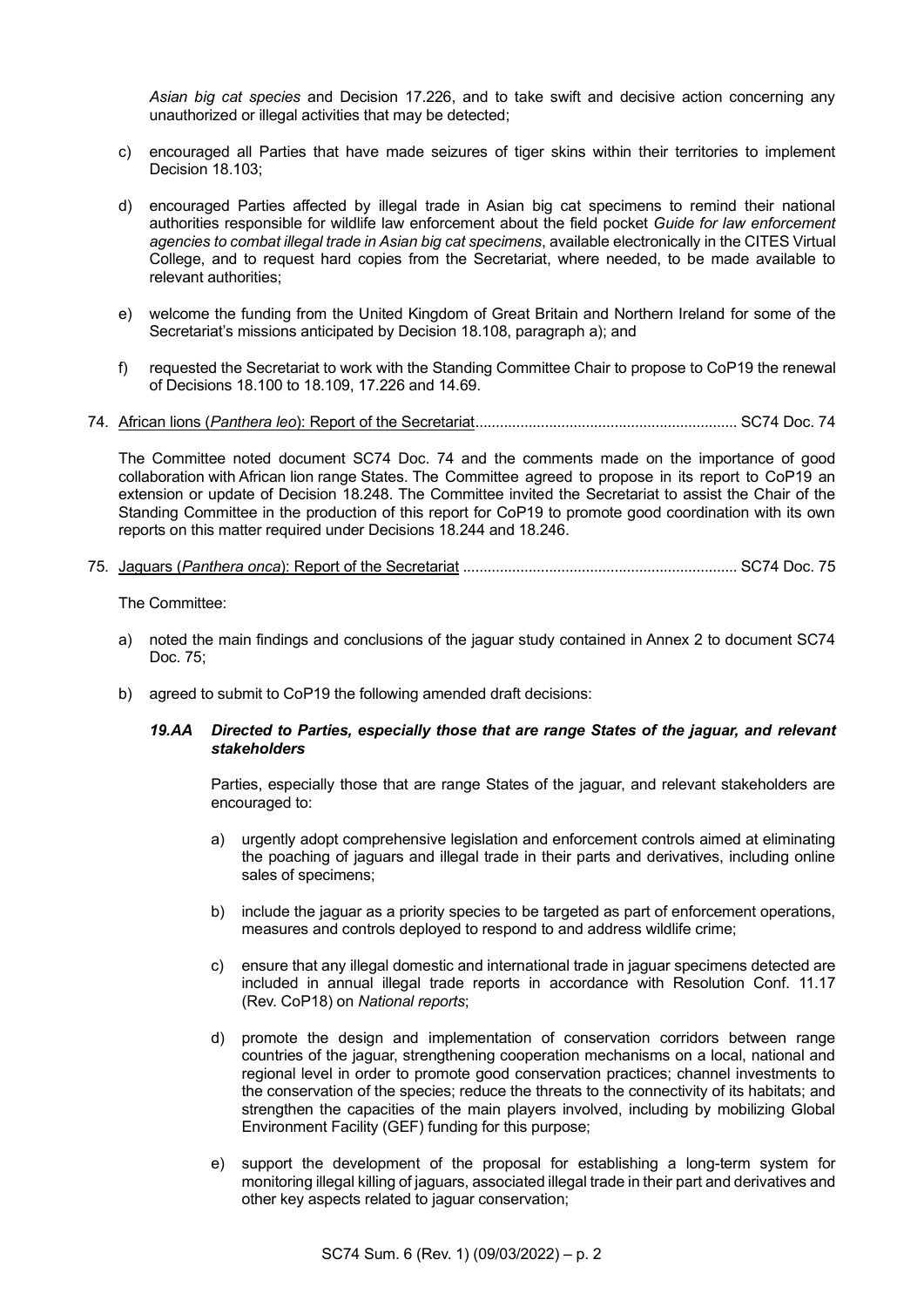*Asian big cat species* and Decision 17.226, and to take swift and decisive action concerning any unauthorized or illegal activities that may be detected;

c) encouraged all Parties that have made seizures of tiger skins within their territories to implement Decision 18.103;

d) encouraged Parties affected by illegal trade in Asian big cat specimens to remind their national authorities responsible for wildlife law enforcement about the field pocket *Guide for law enforcement agencies to combat illegal trade in Asian big cat specimens*, available electronically in the CITES Virtual College, and to request hard copies from the Secretariat, where needed, to be made available to relevant authorities;

e) welcome the funding from the United Kingdom of Great Britain and Northern Ireland for some of the Secretariat's missions anticipated by Decision 18.108, paragraph a); and

f) requested the Secretariat to work with the Standing Committee Chair to propose to CoP19 the renewal of Decisions 18.100 to 18.109, 17.226 and 14.69.

74. African lions (*Panthera leo*): Report of the Secretariat................................................................ SC74 Doc. 74

The Committee noted document SC74 Doc. 74 and the comments made on the importance of good collaboration with African lion range States. The Committee agreed to propose in its report to CoP19 an extension or update of Decision 18.248. The Committee invited the Secretariat to assist the Chair of the Standing Committee in the production of this report for CoP19 to promote good coordination with its own reports on this matter required under Decisions 18.244 and 18.246.

75. Jaguars (*Panthera onca*): Report of the Secretariat ................................................................... SC74 Doc. 75

The Committee:

a) noted the main findings and conclusions of the jaguar study contained in Annex 2 to document SC74 Doc. 75;

b) agreed to submit to CoP19 the following amended draft decisions:

***19.AA Directed to Parties, especially those that are range States of the jaguar, and relevant stakeholders***

Parties, especially those that are range States of the jaguar, and relevant stakeholders are encouraged to:

a) urgently adopt comprehensive legislation and enforcement controls aimed at eliminating the poaching of jaguars and illegal trade in their parts and derivatives, including online sales of specimens;

b) include the jaguar as a priority species to be targeted as part of enforcement operations, measures and controls deployed to respond to and address wildlife crime;

c) ensure that any illegal domestic and international trade in jaguar specimens detected are included in annual illegal trade reports in accordance with Resolution Conf. 11.17 (Rev. CoP18) on *National reports*;

d) promote the design and implementation of conservation corridors between range countries of the jaguar, strengthening cooperation mechanisms on a local, national and regional level in order to promote good conservation practices; channel investments to the conservation of the species; reduce the threats to the connectivity of its habitats; and strengthen the capacities of the main players involved, including by mobilizing Global Environment Facility (GEF) funding for this purpose;

e) support the development of the proposal for establishing a long-term system for monitoring illegal killing of jaguars, associated illegal trade in their part and derivatives and other key aspects related to jaguar conservation;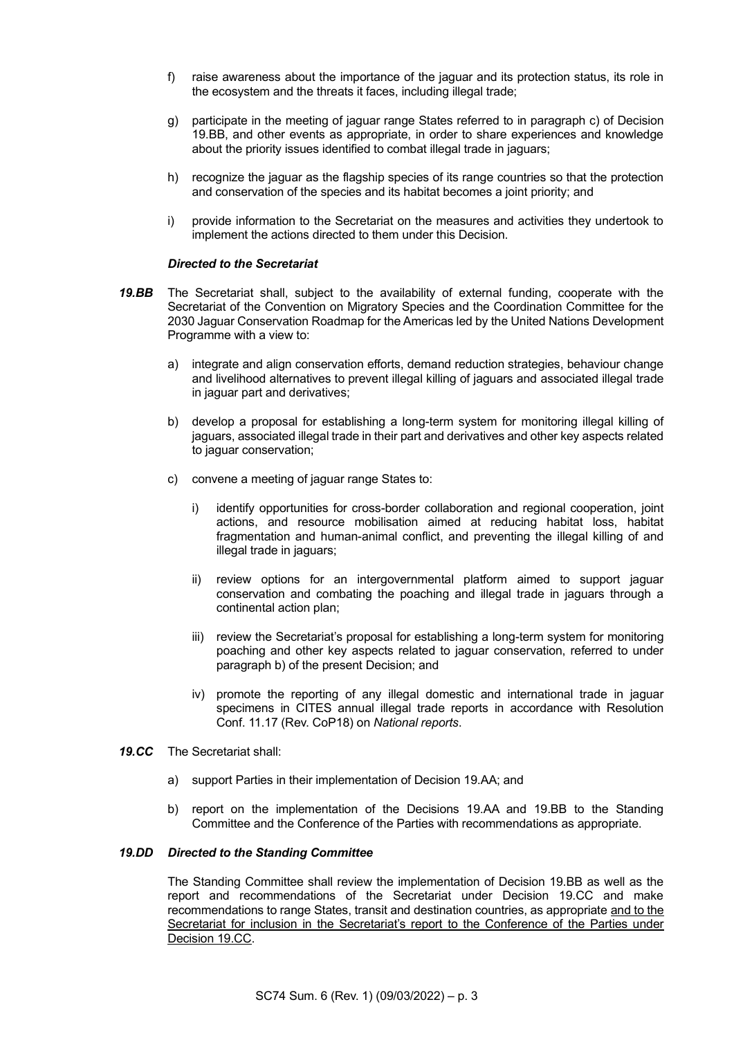f) raise awareness about the importance of the jaguar and its protection status, its role in the ecosystem and the threats it faces, including illegal trade;

g) participate in the meeting of jaguar range States referred to in paragraph c) of Decision 19.BB, and other events as appropriate, in order to share experiences and knowledge about the priority issues identified to combat illegal trade in jaguars;

h) recognize the jaguar as the flagship species of its range countries so that the protection and conservation of the species and its habitat becomes a joint priority; and

i) provide information to the Secretariat on the measures and activities they undertook to implement the actions directed to them under this Decision.

***Directed to the Secretariat***

***19.BB*** The Secretariat shall, subject to the availability of external funding, cooperate with the Secretariat of the Convention on Migratory Species and the Coordination Committee for the 2030 Jaguar Conservation Roadmap for the Americas led by the United Nations Development Programme with a view to:

a) integrate and align conservation efforts, demand reduction strategies, behaviour change and livelihood alternatives to prevent illegal killing of jaguars and associated illegal trade in jaguar part and derivatives;

b) develop a proposal for establishing a long-term system for monitoring illegal killing of jaguars, associated illegal trade in their part and derivatives and other key aspects related to jaguar conservation;

c) convene a meeting of jaguar range States to:

   i) identify opportunities for cross-border collaboration and regional cooperation, joint actions, and resource mobilisation aimed at reducing habitat loss, habitat fragmentation and human-animal conflict, and preventing the illegal killing of and illegal trade in jaguars;

   ii) review options for an intergovernmental platform aimed to support jaguar conservation and combating the poaching and illegal trade in jaguars through a continental action plan;

   iii) review the Secretariat's proposal for establishing a long-term system for monitoring poaching and other key aspects related to jaguar conservation, referred to under paragraph b) of the present Decision; and

   iv) promote the reporting of any illegal domestic and international trade in jaguar specimens in CITES annual illegal trade reports in accordance with Resolution Conf. 11.17 (Rev. CoP18) on *National reports*.

***19.CC*** The Secretariat shall:

a) support Parties in their implementation of Decision 19.AA; and

b) report on the implementation of the Decisions 19.AA and 19.BB to the Standing Committee and the Conference of the Parties with recommendations as appropriate.

***19.DD Directed to the Standing Committee***

The Standing Committee shall review the implementation of Decision 19.BB as well as the report and recommendations of the Secretariat under Decision 19.CC and make recommendations to range States, transit and destination countries, as appropriate <u>and to the Secretariat for inclusion in the Secretariat's report to the Conference of the Parties under Decision 19.CC</u>.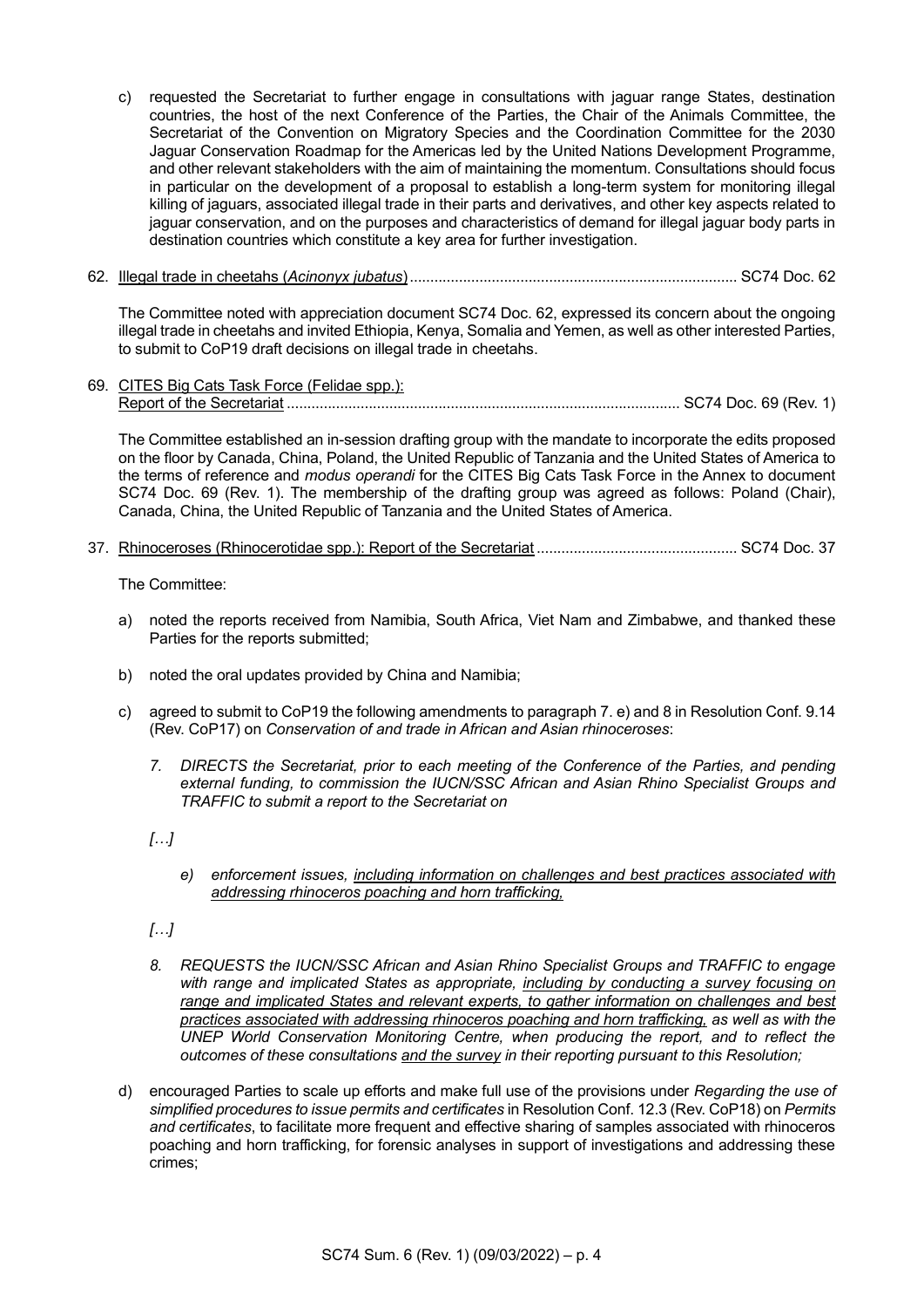c) requested the Secretariat to further engage in consultations with jaguar range States, destination countries, the host of the next Conference of the Parties, the Chair of the Animals Committee, the Secretariat of the Convention on Migratory Species and the Coordination Committee for the 2030 Jaguar Conservation Roadmap for the Americas led by the United Nations Development Programme, and other relevant stakeholders with the aim of maintaining the momentum. Consultations should focus in particular on the development of a proposal to establish a long-term system for monitoring illegal killing of jaguars, associated illegal trade in their parts and derivatives, and other key aspects related to jaguar conservation, and on the purposes and characteristics of demand for illegal jaguar body parts in destination countries which constitute a key area for further investigation.

62. <u>Illegal trade in cheetahs (*Acinonyx jubatus*)</u> ............................................................................... SC74 Doc. 62

The Committee noted with appreciation document SC74 Doc. 62, expressed its concern about the ongoing illegal trade in cheetahs and invited Ethiopia, Kenya, Somalia and Yemen, as well as other interested Parties, to submit to CoP19 draft decisions on illegal trade in cheetahs.

69. <u>CITES Big Cats Task Force (Felidae spp.):</u>
<u>Report of the Secretariat</u> ............................................................................................... SC74 Doc. 69 (Rev. 1)

The Committee established an in-session drafting group with the mandate to incorporate the edits proposed on the floor by Canada, China, Poland, the United Republic of Tanzania and the United States of America to the terms of reference and *modus operandi* for the CITES Big Cats Task Force in the Annex to document SC74 Doc. 69 (Rev. 1). The membership of the drafting group was agreed as follows: Poland (Chair), Canada, China, the United Republic of Tanzania and the United States of America.

37. <u>Rhinoceroses (Rhinocerotidae spp.): Report of the Secretariat</u> ................................................ SC74 Doc. 37

The Committee:

a) noted the reports received from Namibia, South Africa, Viet Nam and Zimbabwe, and thanked these Parties for the reports submitted;

b) noted the oral updates provided by China and Namibia;

c) agreed to submit to CoP19 the following amendments to paragraph 7. e) and 8 in Resolution Conf. 9.14 (Rev. CoP17) on *Conservation of and trade in African and Asian rhinoceroses*:

   *7. DIRECTS the Secretariat, prior to each meeting of the Conference of the Parties, and pending external funding, to commission the IUCN/SSC African and Asian Rhino Specialist Groups and TRAFFIC to submit a report to the Secretariat on*

   *[…]*

   *e) enforcement issues, <u>including information on challenges and best practices associated with addressing rhinoceros poaching and horn trafficking,</u>*

   *[…]*

   *8. REQUESTS the IUCN/SSC African and Asian Rhino Specialist Groups and TRAFFIC to engage with range and implicated States as appropriate, <u>including by conducting a survey focusing on range and implicated States and relevant experts, to gather information on challenges and best practices associated with addressing rhinoceros poaching and horn trafficking,</u> as well as with the UNEP World Conservation Monitoring Centre, when producing the report, and to reflect the outcomes of these consultations <u>and the survey</u> in their reporting pursuant to this Resolution;*

d) encouraged Parties to scale up efforts and make full use of the provisions under *Regarding the use of simplified procedures to issue permits and certificates* in Resolution Conf. 12.3 (Rev. CoP18) on *Permits and certificates*, to facilitate more frequent and effective sharing of samples associated with rhinoceros poaching and horn trafficking, for forensic analyses in support of investigations and addressing these crimes;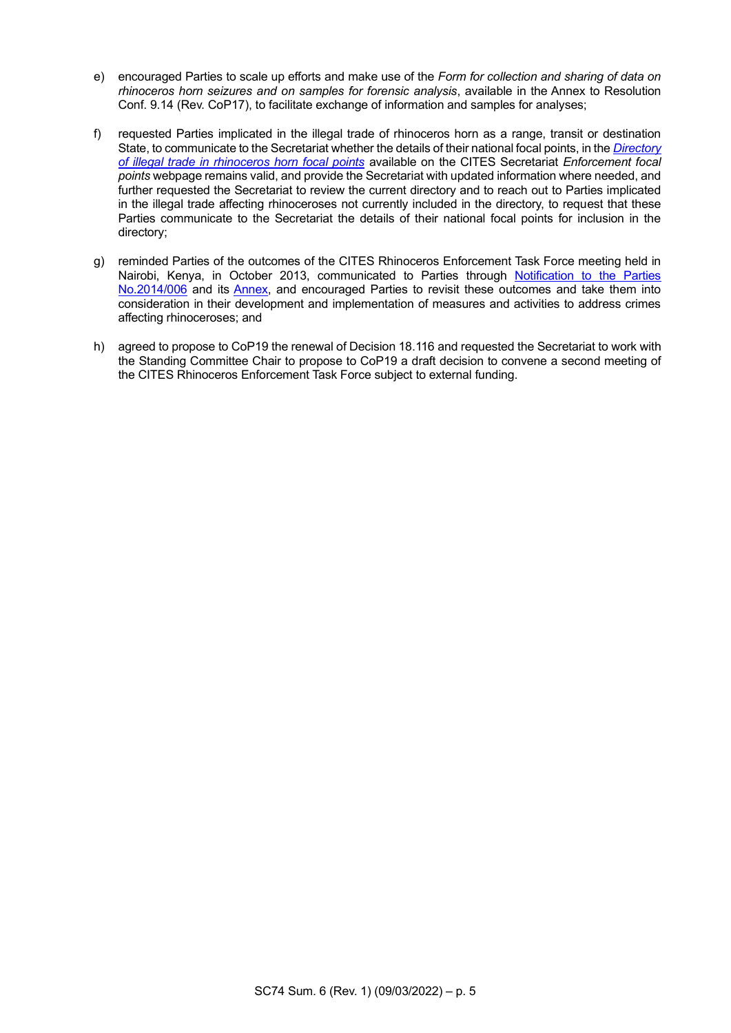e) encouraged Parties to scale up efforts and make use of the *Form for collection and sharing of data on rhinoceros horn seizures and on samples for forensic analysis*, available in the Annex to Resolution Conf. 9.14 (Rev. CoP17), to facilitate exchange of information and samples for analyses;

f) requested Parties implicated in the illegal trade of rhinoceros horn as a range, transit or destination State, to communicate to the Secretariat whether the details of their national focal points, in the *Directory of illegal trade in rhinoceros horn focal points* available on the CITES Secretariat *Enforcement focal points* webpage remains valid, and provide the Secretariat with updated information where needed, and further requested the Secretariat to review the current directory and to reach out to Parties implicated in the illegal trade affecting rhinoceroses not currently included in the directory, to request that these Parties communicate to the Secretariat the details of their national focal points for inclusion in the directory;

g) reminded Parties of the outcomes of the CITES Rhinoceros Enforcement Task Force meeting held in Nairobi, Kenya, in October 2013, communicated to Parties through Notification to the Parties No.2014/006 and its Annex, and encouraged Parties to revisit these outcomes and take them into consideration in their development and implementation of measures and activities to address crimes affecting rhinoceroses; and

h) agreed to propose to CoP19 the renewal of Decision 18.116 and requested the Secretariat to work with the Standing Committee Chair to propose to CoP19 a draft decision to convene a second meeting of the CITES Rhinoceros Enforcement Task Force subject to external funding.